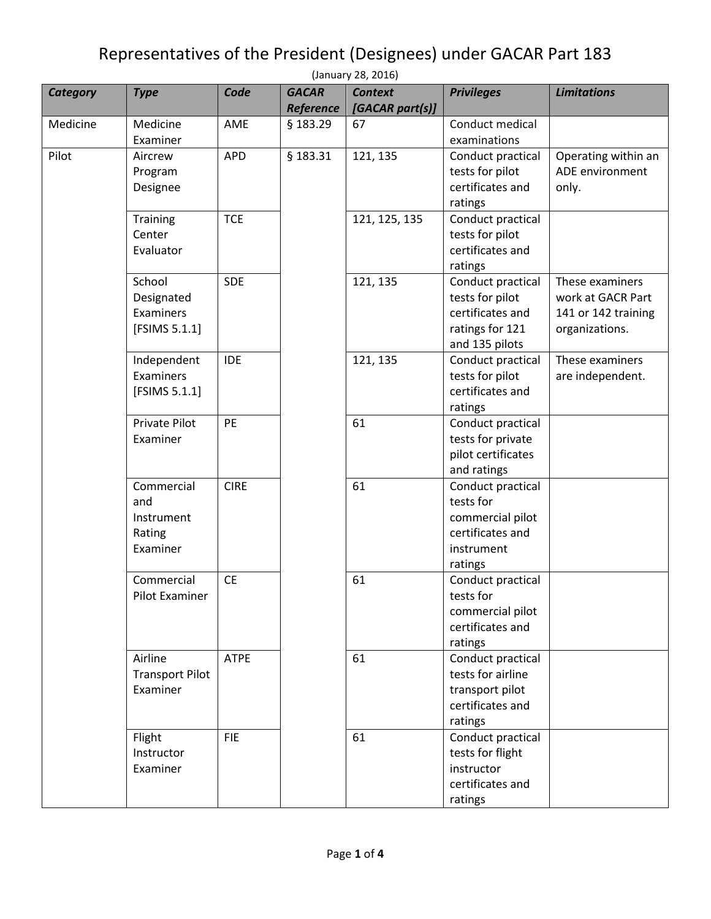# Representatives of the President (Designees) under GACAR Part 183

(January 28, 2016)

| *Category* | *Type* | *Code* | *GACAR Reference* | *Context [GACAR part(s)]* | *Privileges* | *Limitations* |
|---|---|---|---|---|---|---|
| Medicine | Medicine Examiner | AME | § 183.29 | 67 | Conduct medical examinations | |
| Pilot | Aircrew Program Designee | APD | § 183.31 | 121, 135 | Conduct practical tests for pilot certificates and ratings | Operating within an ADE environment only. |
| | Training Center Evaluator | TCE | | 121, 125, 135 | Conduct practical tests for pilot certificates and ratings | |
| | School Designated Examiners [FSIMS 5.1.1] | SDE | | 121, 135 | Conduct practical tests for pilot certificates and ratings for 121 and 135 pilots | These examiners work at GACR Part 141 or 142 training organizations. |
| | Independent Examiners [FSIMS 5.1.1] | IDE | | 121, 135 | Conduct practical tests for pilot certificates and ratings | These examiners are independent. |
| | Private Pilot Examiner | PE | | 61 | Conduct practical tests for private pilot certificates and ratings | |
| | Commercial and Instrument Rating Examiner | CIRE | | 61 | Conduct practical tests for commercial pilot certificates and instrument ratings | |
| | Commercial Pilot Examiner | CE | | 61 | Conduct practical tests for commercial pilot certificates and ratings | |
| | Airline Transport Pilot Examiner | ATPE | | 61 | Conduct practical tests for airline transport pilot certificates and ratings | |
| | Flight Instructor Examiner | FIE | | 61 | Conduct practical tests for flight instructor certificates and ratings | |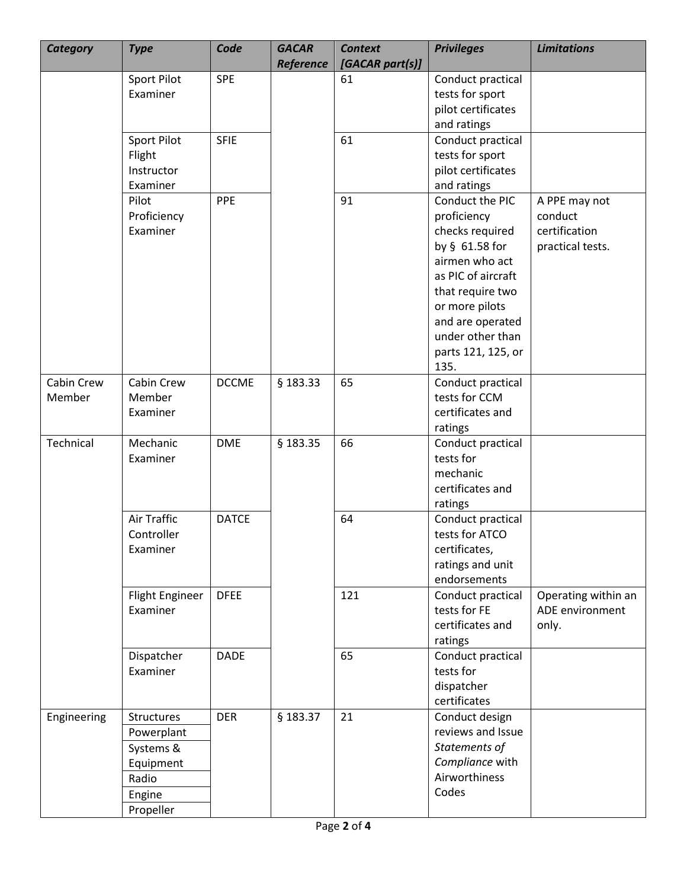| *Category* | *Type* | *Code* | *GACAR Reference* | *Context [GACAR part(s)]* | *Privileges* | *Limitations* |
|---|---|---|---|---|---|---|
| | Sport Pilot Examiner | SPE | | 61 | Conduct practical tests for sport pilot certificates and ratings | |
| | Sport Pilot Flight Instructor Examiner | SFIE | | 61 | Conduct practical tests for sport pilot certificates and ratings | |
| | Pilot Proficiency Examiner | PPE | | 91 | Conduct the PIC proficiency checks required by § 61.58 for airmen who act as PIC of aircraft that require two or more pilots and are operated under other than parts 121, 125, or 135. | A PPE may not conduct certification practical tests. |
| Cabin Crew Member | Cabin Crew Member Examiner | DCCME | § 183.33 | 65 | Conduct practical tests for CCM certificates and ratings | |
| Technical | Mechanic Examiner | DME | § 183.35 | 66 | Conduct practical tests for mechanic certificates and ratings | |
| | Air Traffic Controller Examiner | DATCE | | 64 | Conduct practical tests for ATCO certificates, ratings and unit endorsements | |
| | Flight Engineer Examiner | DFEE | | 121 | Conduct practical tests for FE certificates and ratings | Operating within an ADE environment only. |
| | Dispatcher Examiner | DADE | | 65 | Conduct practical tests for dispatcher certificates | |
| Engineering | Structures | DER | § 183.37 | 21 | Conduct design reviews and Issue *Statements of Compliance* with Airworthiness Codes | |
| | Powerplant | | | | | |
| | Systems & Equipment | | | | | |
| | Radio | | | | | |
| | Engine | | | | | |
| | Propeller | | | | | |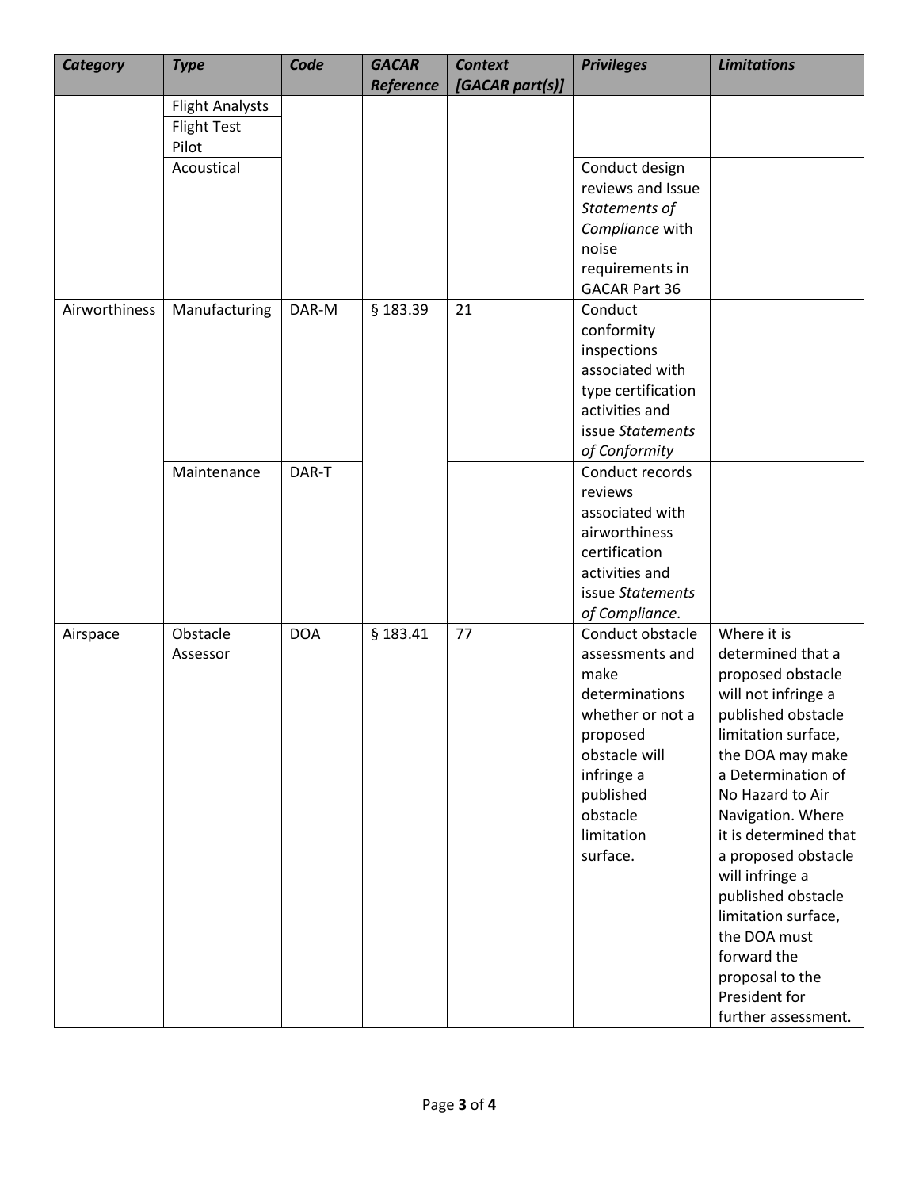| *Category* | *Type* | *Code* | *GACAR Reference* | *Context [GACAR part(s)]* | *Privileges* | *Limitations* |
|---|---|---|---|---|---|---|
| | Flight Analysts | | | | | |
| | Flight Test Pilot | | | | | |
| | Acoustical | | | | Conduct design reviews and Issue *Statements of Compliance* with noise requirements in GACAR Part 36 | |
| Airworthiness | Manufacturing | DAR-M | § 183.39 | 21 | Conduct conformity inspections associated with type certification activities and issue *Statements of Conformity* | |
| | Maintenance | DAR-T | | | Conduct records reviews associated with airworthiness certification activities and issue *Statements of Compliance*. | |
| Airspace | Obstacle Assessor | DOA | § 183.41 | 77 | Conduct obstacle assessments and make determinations whether or not a proposed obstacle will infringe a published obstacle limitation surface. | Where it is determined that a proposed obstacle will not infringe a published obstacle limitation surface, the DOA may make a Determination of No Hazard to Air Navigation. Where it is determined that a proposed obstacle will infringe a published obstacle limitation surface, the DOA must forward the proposal to the President for further assessment. |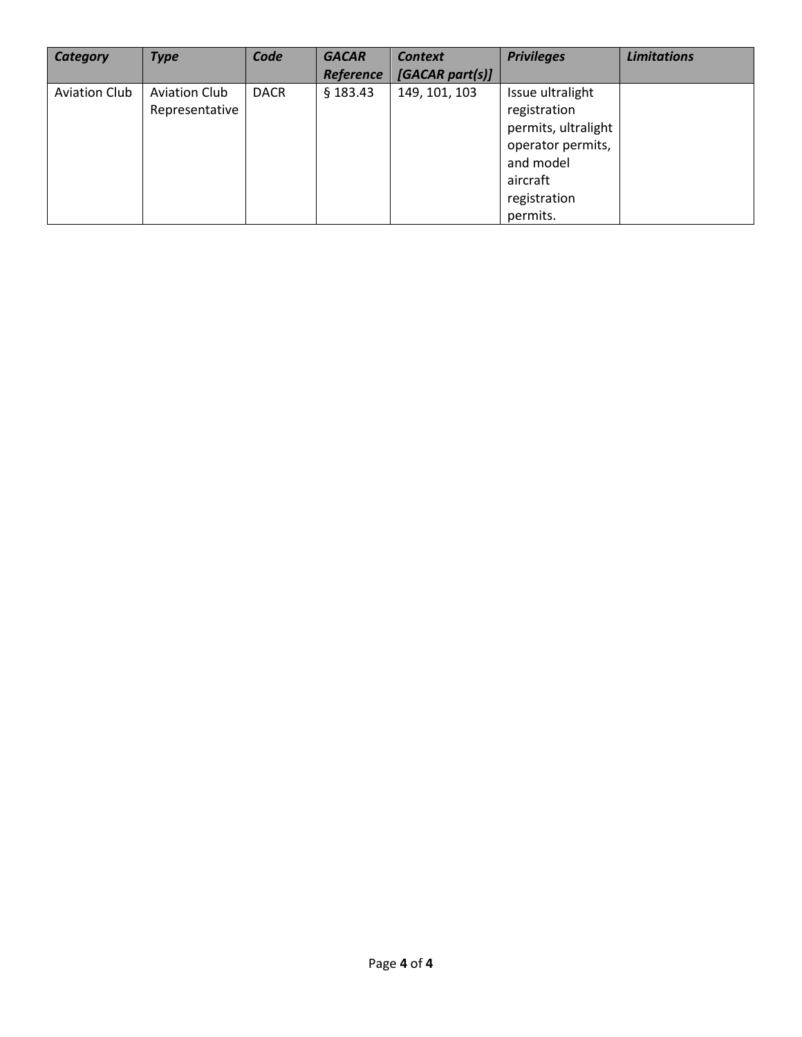| *Category* | *Type* | *Code* | *GACAR Reference* | *Context [GACAR part(s)]* | *Privileges* | *Limitations* |
|---|---|---|---|---|---|---|
| Aviation Club | Aviation Club Representative | DACR | § 183.43 | 149, 101, 103 | Issue ultralight registration permits, ultralight operator permits, and model aircraft registration permits. | |